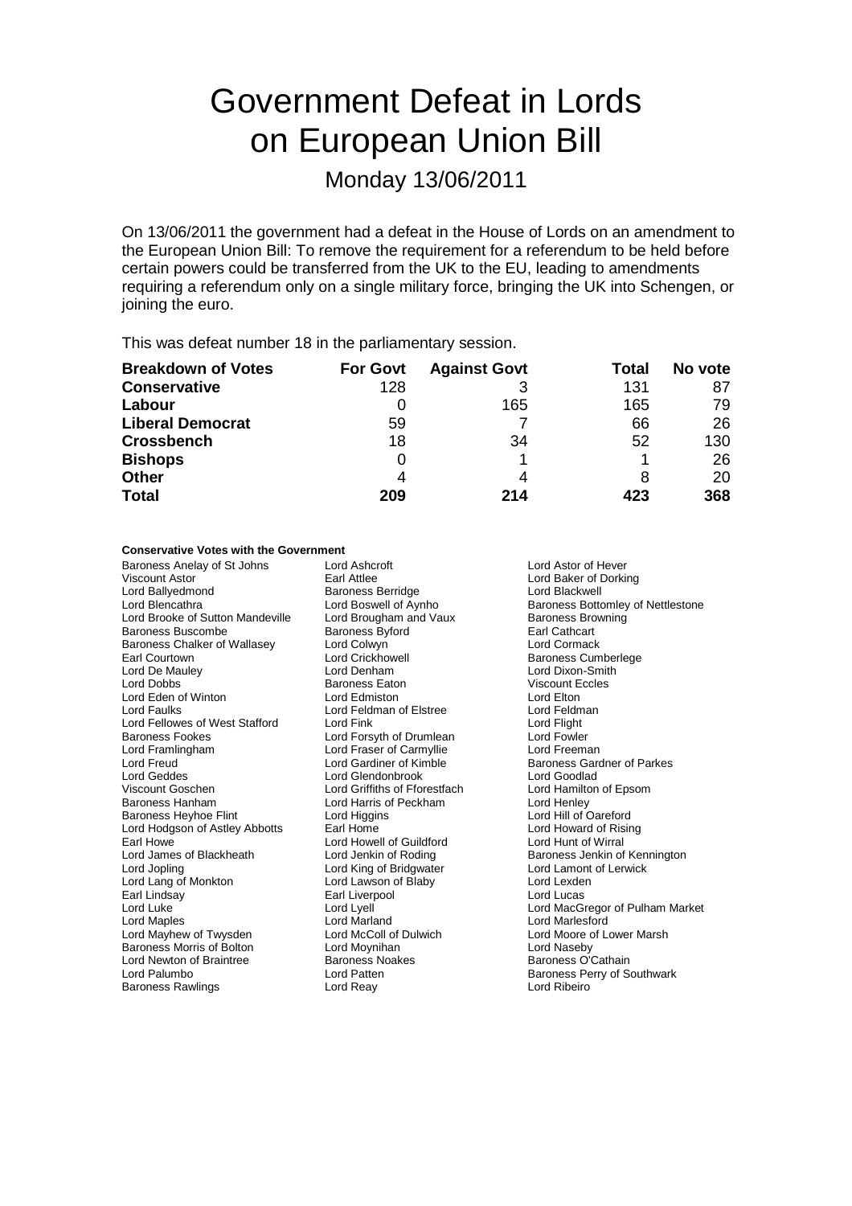# Government Defeat in Lords on European Union Bill

## Monday 13/06/2011

On 13/06/2011 the government had a defeat in the House of Lords on an amendment to the European Union Bill: To remove the requirement for a referendum to be held before certain powers could be transferred from the UK to the EU, leading to amendments requiring a referendum only on a single military force, bringing the UK into Schengen, or joining the euro.

This was defeat number 18 in the parliamentary session.

| Breakdown of Votes | For Govt | Against Govt | Total | No vote |
|---|---|---|---|---|
| **Conservative** | 128 | 3 | 131 | 87 |
| **Labour** | 0 | 165 | 165 | 79 |
| **Liberal Democrat** | 59 | 7 | 66 | 26 |
| **Crossbench** | 18 | 34 | 52 | 130 |
| **Bishops** | 0 | 1 | 1 | 26 |
| **Other** | 4 | 4 | 8 | 20 |
| **Total** | **209** | **214** | **423** | **368** |

**Conservative Votes with the Government**

Baroness Anelay of St Johns
Lord Ashcroft
Lord Astor of Hever
Viscount Astor
Earl Attlee
Lord Baker of Dorking
Lord Ballyedmond
Baroness Berridge
Lord Blackwell
Lord Blencathra
Lord Boswell of Aynho
Baroness Bottomley of Nettlestone
Lord Brooke of Sutton Mandeville
Lord Brougham and Vaux
Baroness Browning
Baroness Buscombe
Baroness Byford
Earl Cathcart
Baroness Chalker of Wallasey
Lord Colwyn
Lord Cormack
Earl Courtown
Lord Crickhowell
Baroness Cumberlege
Lord De Mauley
Lord Denham
Lord Dixon-Smith
Lord Dobbs
Baroness Eaton
Viscount Eccles
Lord Eden of Winton
Lord Edmiston
Lord Elton
Lord Faulks
Lord Feldman of Elstree
Lord Feldman
Lord Fellowes of West Stafford
Lord Fink
Lord Flight
Baroness Fookes
Lord Forsyth of Drumlean
Lord Fowler
Lord Framlingham
Lord Fraser of Carmyllie
Lord Freeman
Lord Freud
Lord Gardiner of Kimble
Baroness Gardner of Parkes
Lord Geddes
Lord Glendonbrook
Lord Goodlad
Viscount Goschen
Lord Griffiths of Fforestfach
Lord Hamilton of Epsom
Baroness Hanham
Lord Harris of Peckham
Lord Henley
Baroness Heyhoe Flint
Lord Higgins
Lord Hill of Oareford
Lord Hodgson of Astley Abbotts
Earl Home
Lord Howard of Rising
Earl Howe
Lord Howell of Guildford
Lord Hunt of Wirral
Lord James of Blackheath
Lord Jenkin of Roding
Baroness Jenkin of Kennington
Lord Jopling
Lord King of Bridgwater
Lord Lamont of Lerwick
Lord Lang of Monkton
Lord Lawson of Blaby
Lord Lexden
Earl Lindsay
Earl Liverpool
Lord Lucas
Lord Luke
Lord Lyell
Lord MacGregor of Pulham Market
Lord Maples
Lord Marland
Lord Marlesford
Lord Mayhew of Twysden
Lord McColl of Dulwich
Lord Moore of Lower Marsh
Baroness Morris of Bolton
Lord Moynihan
Lord Naseby
Lord Newton of Braintree
Baroness Noakes
Baroness O'Cathain
Lord Palumbo
Lord Patten
Baroness Perry of Southwark
Baroness Rawlings
Lord Reay
Lord Ribeiro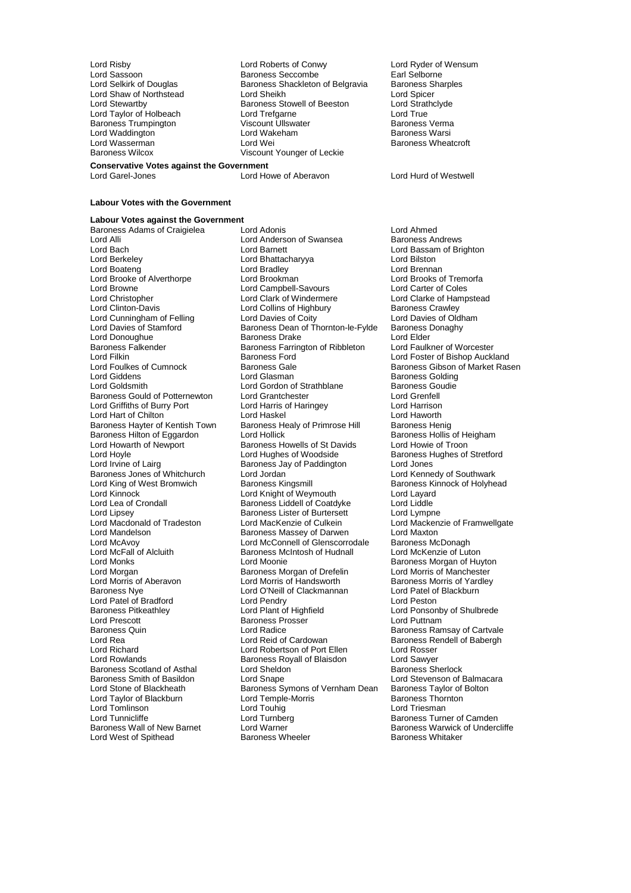Lord Risby
Lord Roberts of Conwy
Lord Ryder of Wensum
Lord Sassoon
Baroness Seccombe
Earl Selborne
Lord Selkirk of Douglas
Baroness Shackleton of Belgravia
Baroness Sharples
Lord Shaw of Northstead
Lord Sheikh
Lord Spicer
Lord Stewartby
Baroness Stowell of Beeston
Lord Strathclyde
Lord Taylor of Holbeach
Lord Trefgarne
Lord True
Baroness Trumpington
Viscount Ullswater
Baroness Verma
Lord Waddington
Lord Wakeham
Baroness Warsi
Lord Wasserman
Lord Wei
Baroness Wheatcroft
Baroness Wilcox
Viscount Younger of Leckie

**Conservative Votes against the Government**

Lord Garel-Jones
Lord Howe of Aberavon
Lord Hurd of Westwell

**Labour Votes with the Government**

**Labour Votes against the Government**

Baroness Adams of Craigielea
Lord Adonis
Lord Ahmed
Lord Alli
Lord Anderson of Swansea
Baroness Andrews
Lord Bach
Lord Barnett
Lord Bassam of Brighton
Lord Berkeley
Lord Bhattacharyya
Lord Bilston
Lord Boateng
Lord Bradley
Lord Brennan
Lord Brooke of Alverthorpe
Lord Brookman
Lord Brooks of Tremorfa
Lord Browne
Lord Campbell-Savours
Lord Carter of Coles
Lord Christopher
Lord Clark of Windermere
Lord Clarke of Hampstead
Lord Clinton-Davis
Lord Collins of Highbury
Baroness Crawley
Lord Cunningham of Felling
Lord Davies of Coity
Lord Davies of Oldham
Lord Davies of Stamford
Baroness Dean of Thornton-le-Fylde
Baroness Donaghy
Lord Donoughue
Baroness Drake
Lord Elder
Baroness Falkender
Baroness Farrington of Ribbleton
Lord Faulkner of Worcester
Lord Filkin
Baroness Ford
Lord Foster of Bishop Auckland
Lord Foulkes of Cumnock
Baroness Gale
Baroness Gibson of Market Rasen
Lord Giddens
Lord Glasman
Baroness Golding
Lord Goldsmith
Lord Gordon of Strathblane
Baroness Goudie
Baroness Gould of Potternewton
Lord Grantchester
Lord Grenfell
Lord Griffiths of Burry Port
Lord Harris of Haringey
Lord Harrison
Lord Hart of Chilton
Lord Haskel
Lord Haworth
Baroness Hayter of Kentish Town
Baroness Healy of Primrose Hill
Baroness Henig
Baroness Hilton of Eggardon
Lord Hollick
Baroness Hollis of Heigham
Lord Howarth of Newport
Baroness Howells of St Davids
Lord Howie of Troon
Lord Hoyle
Lord Hughes of Woodside
Baroness Hughes of Stretford
Lord Irvine of Lairg
Baroness Jay of Paddington
Lord Jones
Baroness Jones of Whitchurch
Lord Jordan
Lord Kennedy of Southwark
Lord King of West Bromwich
Baroness Kingsmill
Baroness Kinnock of Holyhead
Lord Kinnock
Lord Knight of Weymouth
Lord Layard
Lord Lea of Crondall
Baroness Liddell of Coatdyke
Lord Liddle
Lord Lipsey
Baroness Lister of Burtersett
Lord Lympne
Lord Macdonald of Tradeston
Lord MacKenzie of Culkein
Lord Mackenzie of Framwellgate
Lord Mandelson
Baroness Massey of Darwen
Lord Maxton
Lord McAvoy
Lord McConnell of Glenscorrodale
Baroness McDonagh
Lord McFall of Alcluith
Baroness McIntosh of Hudnall
Lord McKenzie of Luton
Lord Monks
Lord Moonie
Baroness Morgan of Huyton
Lord Morgan
Baroness Morgan of Drefelin
Lord Morris of Manchester
Lord Morris of Aberavon
Lord Morris of Handsworth
Baroness Morris of Yardley
Baroness Nye
Lord O'Neill of Clackmannan
Lord Patel of Blackburn
Lord Patel of Bradford
Lord Pendry
Lord Peston
Baroness Pitkeathley
Lord Plant of Highfield
Lord Ponsonby of Shulbrede
Lord Prescott
Baroness Prosser
Lord Puttnam
Baroness Quin
Lord Radice
Baroness Ramsay of Cartvale
Lord Rea
Lord Reid of Cardowan
Baroness Rendell of Babergh
Lord Richard
Lord Robertson of Port Ellen
Lord Rosser
Lord Rowlands
Baroness Royall of Blaisdon
Lord Sawyer
Baroness Scotland of Asthal
Lord Sheldon
Baroness Sherlock
Baroness Smith of Basildon
Lord Snape
Lord Stevenson of Balmacara
Lord Stone of Blackheath
Baroness Symons of Vernham Dean
Baroness Taylor of Bolton
Lord Taylor of Blackburn
Lord Temple-Morris
Baroness Thornton
Lord Tomlinson
Lord Touhig
Lord Triesman
Lord Tunnicliffe
Lord Turnberg
Baroness Turner of Camden
Baroness Wall of New Barnet
Lord Warner
Baroness Warwick of Undercliffe
Lord West of Spithead
Baroness Wheeler
Baroness Whitaker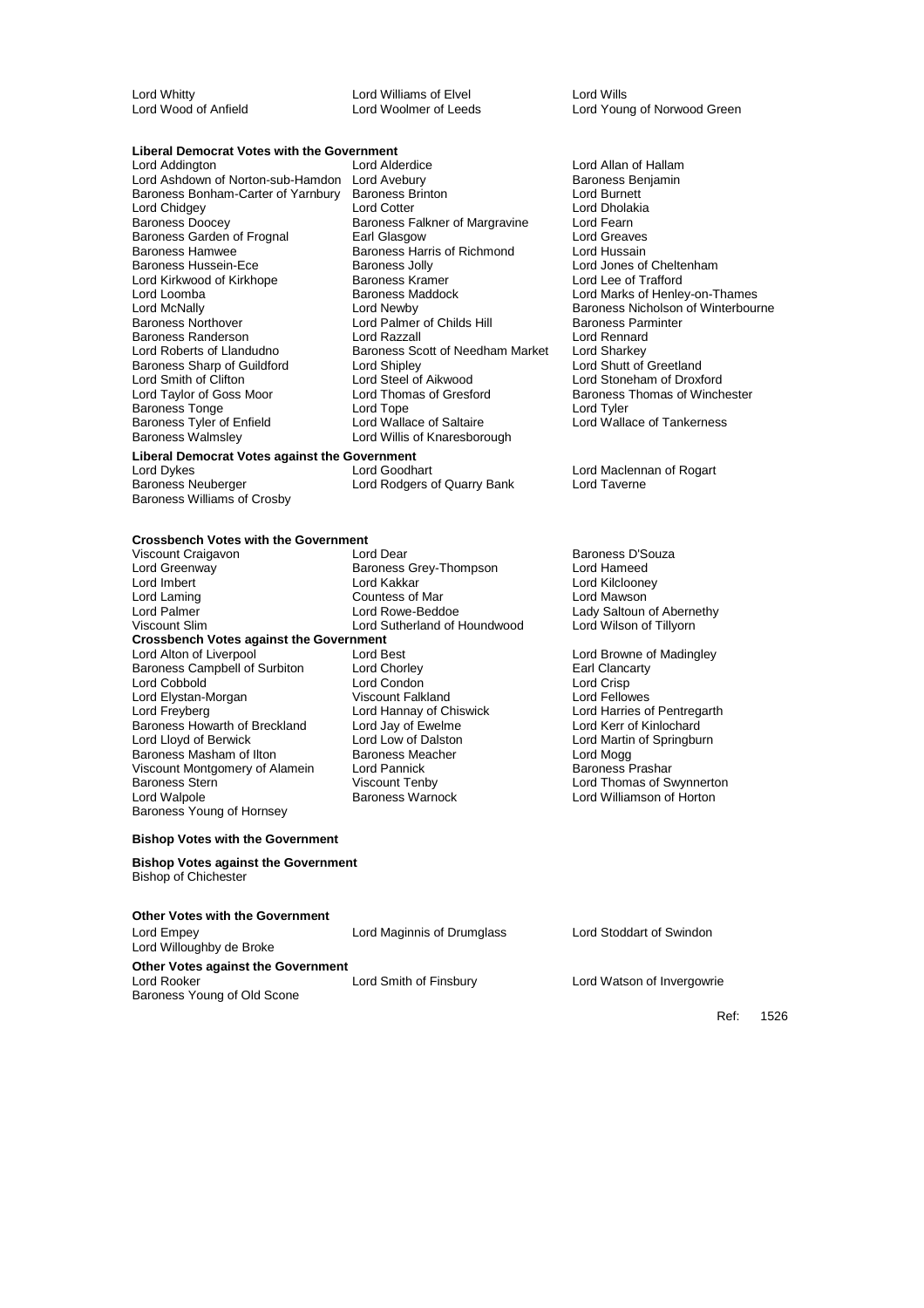Lord Whitty
Lord Williams of Elvel
Lord Wills
Lord Wood of Anfield
Lord Woolmer of Leeds
Lord Young of Norwood Green

**Liberal Democrat Votes with the Government**

Lord Addington
Lord Alderdice
Lord Allan of Hallam
Lord Ashdown of Norton-sub-Hamdon
Lord Avebury
Baroness Benjamin
Baroness Bonham-Carter of Yarnbury
Baroness Brinton
Lord Burnett
Lord Chidgey
Lord Cotter
Lord Dholakia
Baroness Doocey
Baroness Falkner of Margravine
Lord Fearn
Baroness Garden of Frognal
Earl Glasgow
Lord Greaves
Baroness Hamwee
Baroness Harris of Richmond
Lord Hussain
Baroness Hussein-Ece
Baroness Jolly
Lord Jones of Cheltenham
Lord Kirkwood of Kirkhope
Baroness Kramer
Lord Lee of Trafford
Lord Loomba
Baroness Maddock
Lord Marks of Henley-on-Thames
Lord McNally
Lord Newby
Baroness Nicholson of Winterbourne
Baroness Northover
Lord Palmer of Childs Hill
Baroness Parminter
Baroness Randerson
Lord Razzall
Lord Rennard
Lord Roberts of Llandudno
Baroness Scott of Needham Market
Lord Sharkey
Baroness Sharp of Guildford
Lord Shipley
Lord Shutt of Greetland
Lord Smith of Clifton
Lord Steel of Aikwood
Lord Stoneham of Droxford
Lord Taylor of Goss Moor
Lord Thomas of Gresford
Baroness Thomas of Winchester
Baroness Tonge
Lord Tope
Lord Tyler
Baroness Tyler of Enfield
Lord Wallace of Saltaire
Lord Wallace of Tankerness
Baroness Walmsley
Lord Willis of Knaresborough

**Liberal Democrat Votes against the Government**

Lord Dykes
Lord Goodhart
Lord Maclennan of Rogart
Baroness Neuberger
Lord Rodgers of Quarry Bank
Lord Taverne
Baroness Williams of Crosby

**Crossbench Votes with the Government**

Viscount Craigavon
Lord Dear
Baroness D'Souza
Lord Greenway
Baroness Grey-Thompson
Lord Hameed
Lord Imbert
Lord Kakkar
Lord Kilclooney
Lord Laming
Countess of Mar
Lord Mawson
Lord Palmer
Lord Rowe-Beddoe
Lady Saltoun of Abernethy
Viscount Slim
Lord Sutherland of Houndwood
Lord Wilson of Tillyorn

**Crossbench Votes against the Government**

Lord Alton of Liverpool
Lord Best
Lord Browne of Madingley
Baroness Campbell of Surbiton
Lord Chorley
Earl Clancarty
Lord Cobbold
Lord Condon
Lord Crisp
Lord Elystan-Morgan
Viscount Falkland
Lord Fellowes
Lord Freyberg
Lord Hannay of Chiswick
Lord Harries of Pentregarth
Baroness Howarth of Breckland
Lord Jay of Ewelme
Lord Kerr of Kinlochard
Lord Lloyd of Berwick
Lord Low of Dalston
Lord Martin of Springburn
Baroness Masham of Ilton
Baroness Meacher
Lord Mogg
Viscount Montgomery of Alamein
Lord Pannick
Baroness Prashar
Baroness Stern
Viscount Tenby
Lord Thomas of Swynnerton
Lord Walpole
Baroness Warnock
Lord Williamson of Horton
Baroness Young of Hornsey

**Bishop Votes with the Government**

**Bishop Votes against the Government**

Bishop of Chichester

**Other Votes with the Government**

Lord Empey
Lord Maginnis of Drumglass
Lord Stoddart of Swindon
Lord Willoughby de Broke

**Other Votes against the Government**

Lord Rooker
Lord Smith of Finsbury
Lord Watson of Invergowrie
Baroness Young of Old Scone

Ref: 1526